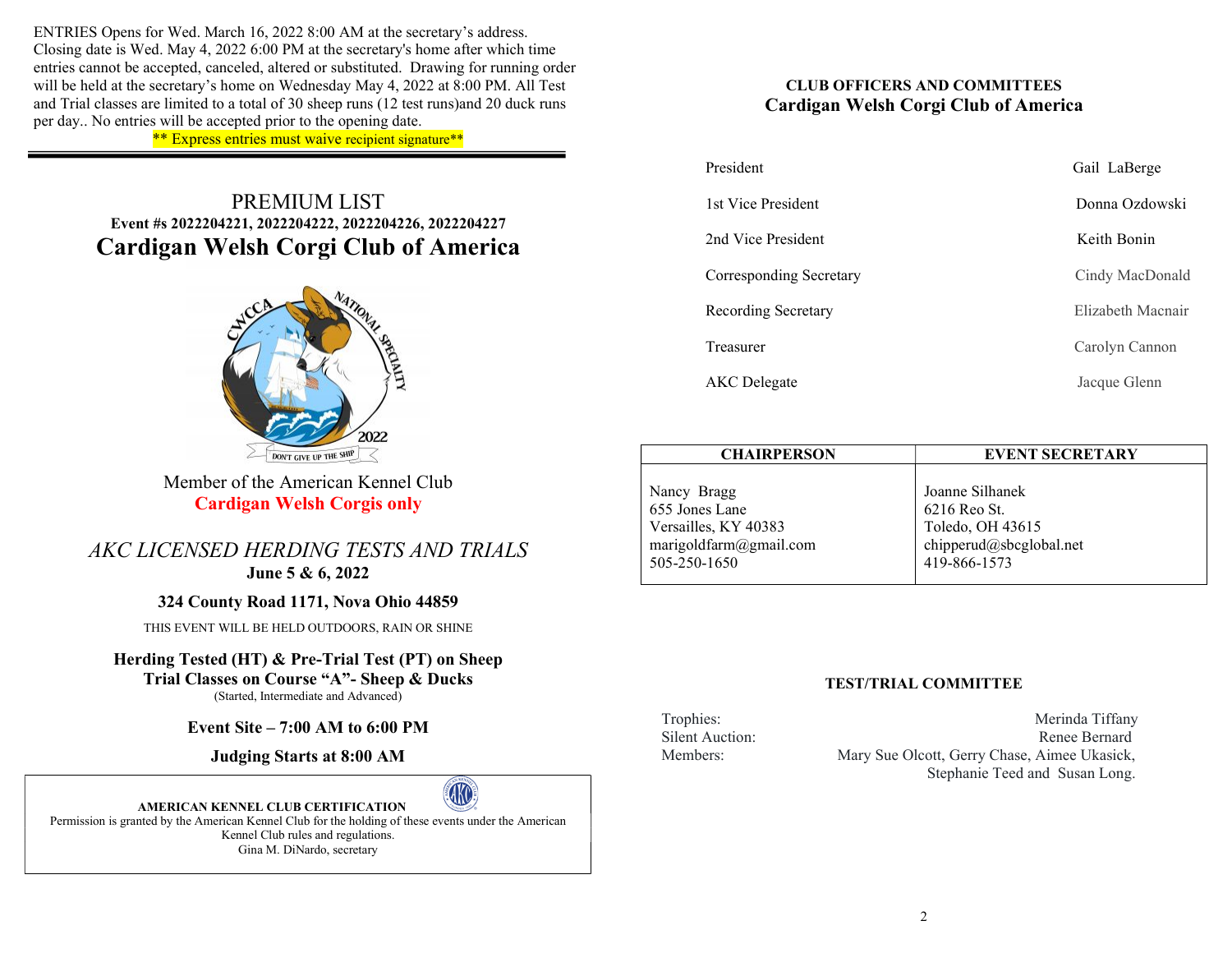ENTRIES Opens for Wed. March 16, 2022 8:00 AM at the secretary's address. Closing date is Wed. May 4, 2022 6:00 PM at the secretary's home after which time entries cannot be accepted, canceled, altered or substituted. Drawing for running order will be held at the secretary's home on Wednesday May 4, 2022 at 8:00 PM. All Test and Trial classes are limited to a total of 30 sheep runs (12 test runs)and 20 duck runs per day.. No entries will be accepted prior to the opening date.

** Express entries must waive recipient signature**

---

# PREMIUM LIST

**Event #s 2022204221, 2022204222, 2022204226, 2022204227**

# Cardigan Welsh Corgi Club of America

Member of the American Kennel Club

**Cardigan Welsh Corgis only**

## *AKC LICENSED HERDING TESTS AND TRIALS*

**June 5 & 6, 2022**

**324 County Road 1171, Nova Ohio 44859**

THIS EVENT WILL BE HELD OUTDOORS, RAIN OR SHINE

**Herding Tested (HT) & Pre-Trial Test (PT) on Sheep**
**Trial Classes on Course "A"- Sheep & Ducks**
(Started, Intermediate and Advanced)

**Event Site – 7:00 AM to 6:00 PM**

**Judging Starts at 8:00 AM**

**AMERICAN KENNEL CLUB CERTIFICATION**
Permission is granted by the American Kennel Club for the holding of these events under the American Kennel Club rules and regulations.
Gina M. DiNardo, secretary

### CLUB OFFICERS AND COMMITTEES
### Cardigan Welsh Corgi Club of America

| | |
|---|---|
| President | Gail LaBerge |
| 1st Vice President | Donna Ozdowski |
| 2nd Vice President | Keith Bonin |
| Corresponding Secretary | Cindy MacDonald |
| Recording Secretary | Elizabeth Macnair |
| Treasurer | Carolyn Cannon |
| AKC Delegate | Jacque Glenn |

| CHAIRPERSON | EVENT SECRETARY |
|---|---|
| Nancy Bragg<br>655 Jones Lane<br>Versailles, KY 40383<br>marigoldfarm@gmail.com<br>505-250-1650 | Joanne Silhanek<br>6216 Reo St.<br>Toledo, OH 43615<br>chipperud@sbcglobal.net<br>419-866-1573 |

### TEST/TRIAL COMMITTEE

| | |
|---|---|
| Trophies: | Merinda Tiffany |
| Silent Auction: | Renee Bernard |
| Members: | Mary Sue Olcott, Gerry Chase, Aimee Ukasick, Stephanie Teed and Susan Long. |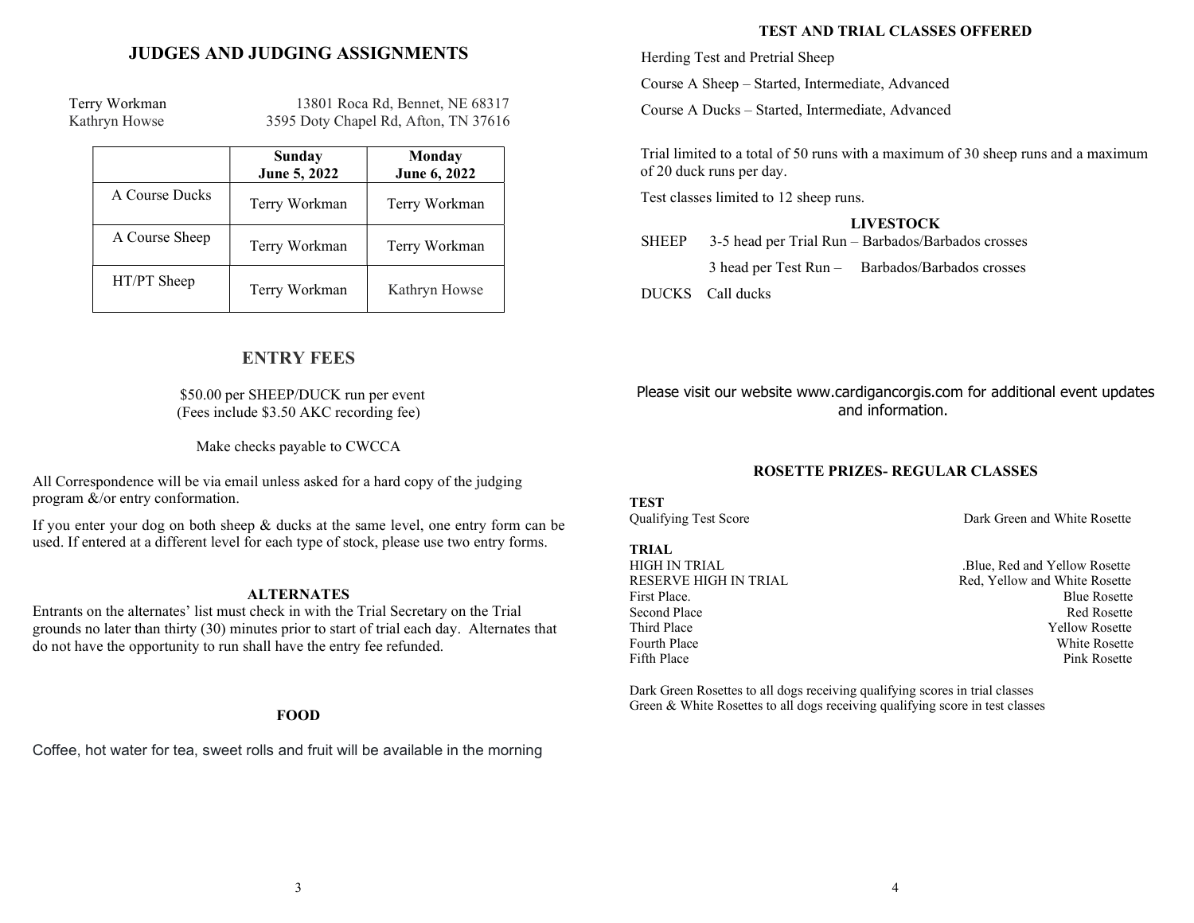## JUDGES AND JUDGING ASSIGNMENTS

Terry Workman — 13801 Roca Rd, Bennet, NE 68317
Kathryn Howse — 3595 Doty Chapel Rd, Afton, TN 37616

| | Sunday June 5, 2022 | Monday June 6, 2022 |
|---|---|---|
| A Course Ducks | Terry Workman | Terry Workman |
| A Course Sheep | Terry Workman | Terry Workman |
| HT/PT Sheep | Terry Workman | Kathryn Howse |

## ENTRY FEES

$50.00 per SHEEP/DUCK run per event
(Fees include $3.50 AKC recording fee)

Make checks payable to CWCCA

All Correspondence will be via email unless asked for a hard copy of the judging program &/or entry conformation.

If you enter your dog on both sheep & ducks at the same level, one entry form can be used. If entered at a different level for each type of stock, please use two entry forms.

### ALTERNATES

Entrants on the alternates' list must check in with the Trial Secretary on the Trial grounds no later than thirty (30) minutes prior to start of trial each day. Alternates that do not have the opportunity to run shall have the entry fee refunded.

### FOOD

Coffee, hot water for tea, sweet rolls and fruit will be available in the morning

### TEST AND TRIAL CLASSES OFFERED

Herding Test and Pretrial Sheep

Course A Sheep – Started, Intermediate, Advanced

Course A Ducks – Started, Intermediate, Advanced

Trial limited to a total of 50 runs with a maximum of 30 sheep runs and a maximum of 20 duck runs per day.

Test classes limited to 12 sheep runs.

### LIVESTOCK

SHEEP 3-5 head per Trial Run – Barbados/Barbados crosses

3 head per Test Run – Barbados/Barbados crosses

DUCKS Call ducks

Please visit our website www.cardigancorgis.com for additional event updates and information.

### ROSETTE PRIZES- REGULAR CLASSES

**TEST**

Qualifying Test Score — Dark Green and White Rosette

**TRIAL**

HIGH IN TRIAL — .Blue, Red and Yellow Rosette
RESERVE HIGH IN TRIAL — Red, Yellow and White Rosette
First Place. — Blue Rosette
Second Place — Red Rosette
Third Place — Yellow Rosette
Fourth Place — White Rosette
Fifth Place — Pink Rosette

Dark Green Rosettes to all dogs receiving qualifying scores in trial classes
Green & White Rosettes to all dogs receiving qualifying score in test classes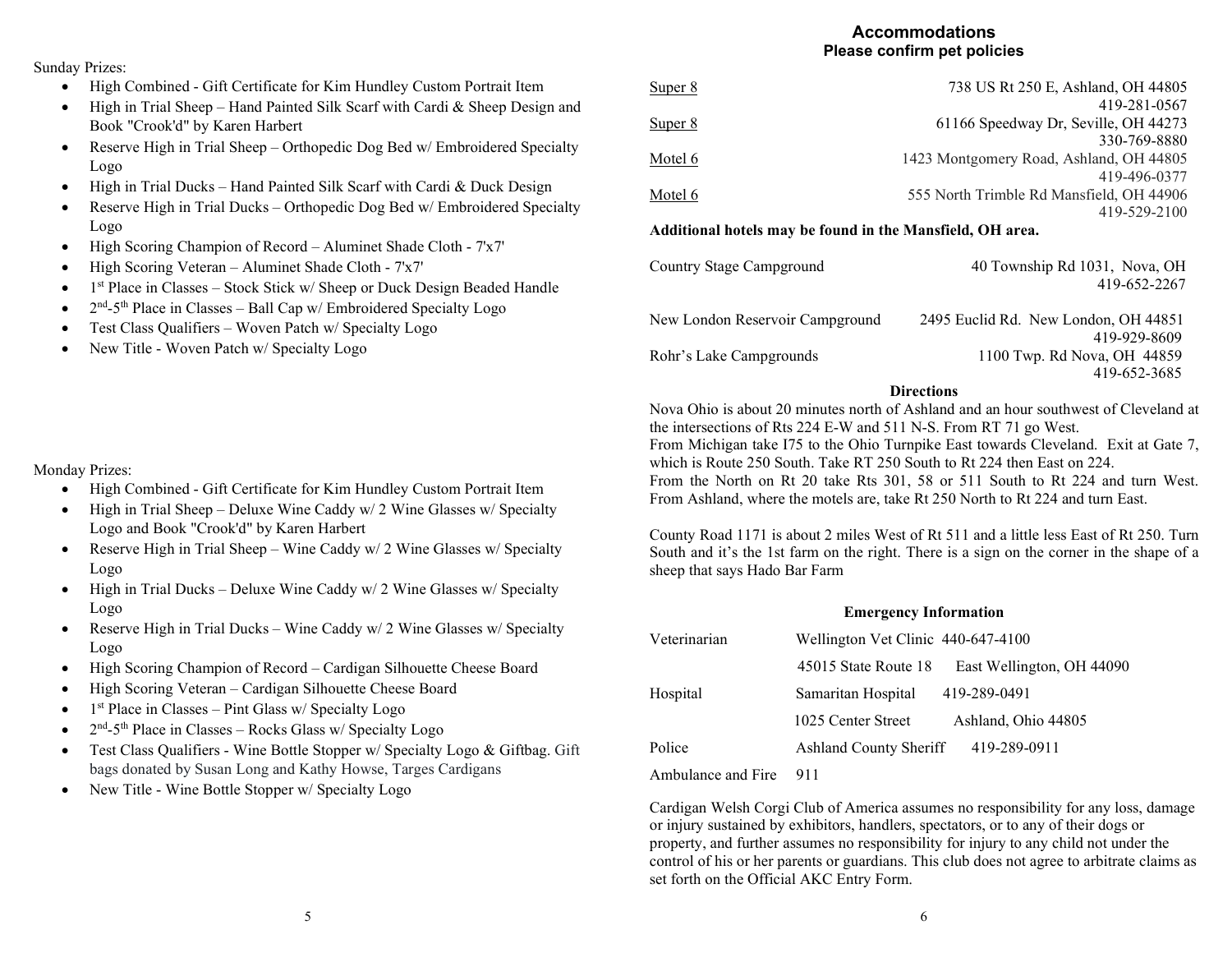Sunday Prizes:

- High Combined - Gift Certificate for Kim Hundley Custom Portrait Item
- High in Trial Sheep – Hand Painted Silk Scarf with Cardi & Sheep Design and Book "Crook'd" by Karen Harbert
- Reserve High in Trial Sheep – Orthopedic Dog Bed w/ Embroidered Specialty Logo
- High in Trial Ducks – Hand Painted Silk Scarf with Cardi & Duck Design
- Reserve High in Trial Ducks – Orthopedic Dog Bed w/ Embroidered Specialty Logo
- High Scoring Champion of Record – Aluminet Shade Cloth - 7'x7'
- High Scoring Veteran – Aluminet Shade Cloth - 7'x7'
- 1st Place in Classes – Stock Stick w/ Sheep or Duck Design Beaded Handle
- 2nd-5th Place in Classes – Ball Cap w/ Embroidered Specialty Logo
- Test Class Qualifiers – Woven Patch w/ Specialty Logo
- New Title - Woven Patch w/ Specialty Logo

Monday Prizes:

- High Combined - Gift Certificate for Kim Hundley Custom Portrait Item
- High in Trial Sheep – Deluxe Wine Caddy w/ 2 Wine Glasses w/ Specialty Logo and Book "Crook'd" by Karen Harbert
- Reserve High in Trial Sheep – Wine Caddy w/ 2 Wine Glasses w/ Specialty Logo
- High in Trial Ducks – Deluxe Wine Caddy w/ 2 Wine Glasses w/ Specialty Logo
- Reserve High in Trial Ducks – Wine Caddy w/ 2 Wine Glasses w/ Specialty Logo
- High Scoring Champion of Record – Cardigan Silhouette Cheese Board
- High Scoring Veteran – Cardigan Silhouette Cheese Board
- 1st Place in Classes – Pint Glass w/ Specialty Logo
- 2nd-5th Place in Classes – Rocks Glass w/ Specialty Logo
- Test Class Qualifiers - Wine Bottle Stopper w/ Specialty Logo & Giftbag. Gift bags donated by Susan Long and Kathy Howse, Targes Cardigans
- New Title - Wine Bottle Stopper w/ Specialty Logo

## Accommodations

**Please confirm pet policies**

Super 8 — 738 US Rt 250 E, Ashland, OH 44805, 419-281-0567

Super 8 — 61166 Speedway Dr, Seville, OH 44273, 330-769-8880

Motel 6 — 1423 Montgomery Road, Ashland, OH 44805, 419-496-0377

Motel 6 — 555 North Trimble Rd Mansfield, OH 44906, 419-529-2100

**Additional hotels may be found in the Mansfield, OH area.**

Country Stage Campground — 40 Township Rd 1031, Nova, OH, 419-652-2267

New London Reservoir Campground — 2495 Euclid Rd. New London, OH 44851, 419-929-8609

Rohr's Lake Campgrounds — 1100 Twp. Rd Nova, OH 44859, 419-652-3685

### Directions

Nova Ohio is about 20 minutes north of Ashland and an hour southwest of Cleveland at the intersections of Rts 224 E-W and 511 N-S. From RT 71 go West.
From Michigan take I75 to the Ohio Turnpike East towards Cleveland. Exit at Gate 7, which is Route 250 South. Take RT 250 South to Rt 224 then East on 224.
From the North on Rt 20 take Rts 301, 58 or 511 South to Rt 224 and turn West. From Ashland, where the motels are, take Rt 250 North to Rt 224 and turn East.

County Road 1171 is about 2 miles West of Rt 511 and a little less East of Rt 250. Turn South and it's the 1st farm on the right. There is a sign on the corner in the shape of a sheep that says Hado Bar Farm

### Emergency Information

| | |
|---|---|
| Veterinarian | Wellington Vet Clinic 440-647-4100 |
| | 45015 State Route 18 East Wellington, OH 44090 |
| Hospital | Samaritan Hospital 419-289-0491 |
| | 1025 Center Street Ashland, Ohio 44805 |
| Police | Ashland County Sheriff 419-289-0911 |
| Ambulance and Fire | 911 |

Cardigan Welsh Corgi Club of America assumes no responsibility for any loss, damage or injury sustained by exhibitors, handlers, spectators, or to any of their dogs or property, and further assumes no responsibility for injury to any child not under the control of his or her parents or guardians. This club does not agree to arbitrate claims as set forth on the Official AKC Entry Form.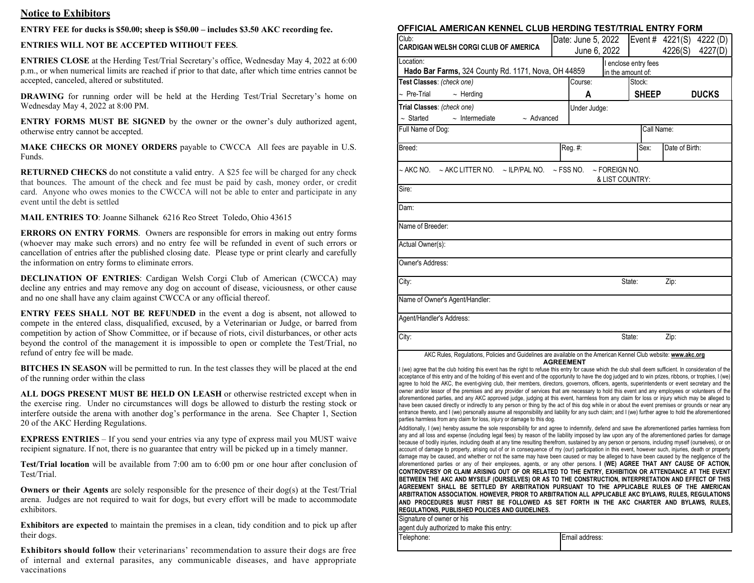## Notice to Exhibitors

**ENTRY FEE for ducks is $50.00; sheep is $50.00 – includes $3.50 AKC recording fee.**

**ENTRIES WILL NOT BE ACCEPTED WITHOUT FEES**.

**ENTRIES CLOSE** at the Herding Test/Trial Secretary's office, Wednesday May 4, 2022 at 6:00 p.m., or when numerical limits are reached if prior to that date, after which time entries cannot be accepted, canceled, altered or substituted.

**DRAWING** for running order will be held at the Herding Test/Trial Secretary's home on Wednesday May 4, 2022 at 8:00 PM.

**ENTRY FORMS MUST BE SIGNED** by the owner or the owner's duly authorized agent, otherwise entry cannot be accepted.

**MAKE CHECKS OR MONEY ORDERS** payable to CWCCA All fees are payable in U.S. Funds.

**RETURNED CHECKS** do not constitute a valid entry. A $25 fee will be charged for any check that bounces. The amount of the check and fee must be paid by cash, money order, or credit card. Anyone who owes monies to the CWCCA will not be able to enter and participate in any event until the debt is settled

**MAIL ENTRIES TO**: Joanne Silhanek 6216 Reo Street Toledo, Ohio 43615

**ERRORS ON ENTRY FORMS**. Owners are responsible for errors in making out entry forms (whoever may make such errors) and no entry fee will be refunded in event of such errors or cancellation of entries after the published closing date. Please type or print clearly and carefully the information on entry forms to eliminate errors.

**DECLINATION OF ENTRIES**: Cardigan Welsh Corgi Club of American (CWCCA) may decline any entries and may remove any dog on account of disease, viciousness, or other cause and no one shall have any claim against CWCCA or any official thereof.

**ENTRY FEES SHALL NOT BE REFUNDED** in the event a dog is absent, not allowed to compete in the entered class, disqualified, excused, by a Veterinarian or Judge, or barred from competition by action of Show Committee, or if because of riots, civil disturbances, or other acts beyond the control of the management it is impossible to open or complete the Test/Trial, no refund of entry fee will be made.

**BITCHES IN SEASON** will be permitted to run. In the test classes they will be placed at the end of the running order within the class

**ALL DOGS PRESENT MUST BE HELD ON LEASH** or otherwise restricted except when in the exercise ring. Under no circumstances will dogs be allowed to disturb the resting stock or interfere outside the arena with another dog's performance in the arena. See Chapter 1, Section 20 of the AKC Herding Regulations.

**EXPRESS ENTRIES** – If you send your entries via any type of express mail you MUST waive recipient signature. If not, there is no guarantee that entry will be picked up in a timely manner.

**Test/Trial location** will be available from 7:00 am to 6:00 pm or one hour after conclusion of Test/Trial.

**Owners or their Agents** are solely responsible for the presence of their dog(s) at the Test/Trial arena. Judges are not required to wait for dogs, but every effort will be made to accommodate exhibitors.

**Exhibitors are expected** to maintain the premises in a clean, tidy condition and to pick up after their dogs.

**Exhibitors should follow** their veterinarians' recommendation to assure their dogs are free of internal and external parasites, any communicable diseases, and have appropriate vaccinations

## OFFICIAL AMERICAN KENNEL CLUB HERDING TEST/TRIAL ENTRY FORM

| | | | |
|---|---|---|---|
| Club: **CARDIGAN WELSH CORGI CLUB OF AMERICA** | Date: June 5, 2022 June 6, 2022 | Event # 4221(S) 4222 (D) 4226(S) 4227(D) | |
| Location: **Hado Bar Farms,** 324 County Rd. 1171, Nova, OH 44859 | | I enclose entry fees in the amount of: | |
| **Test Classes**: *(check one)* ~ Pre-Trial ~ Herding | Course: **A** | Stock: **SHEEP** **DUCKS** | |
| **Trial Classes**: *(check one)* ~ Started ~ Intermediate ~ Advanced | Under Judge: | | |
| Full Name of Dog: | | Call Name: | |
| Breed: | Reg. #: | Sex: | Date of Birth: |
| ~ AKC NO. ~ AKC LITTER NO. ~ ILP/PAL NO. ~ FSS NO. ~ FOREIGN NO. & LIST COUNTRY: | | | |
| Sire: | | | |
| Dam: | | | |
| Name of Breeder: | | | |
| Actual Owner(s): | | | |
| Owner's Address: | | | |
| City: | | State: | Zip: |
| Name of Owner's Agent/Handler: | | | |
| Agent/Handler's Address: | | | |
| City: | | State: | Zip: |

AKC Rules, Regulations, Policies and Guidelines are available on the American Kennel Club website: **www.akc.org**

**AGREEMENT**

I (we) agree that the club holding this event has the right to refuse this entry for cause which the club shall deem sufficient. In consideration of the acceptance of this entry and of the holding of this event and of the opportunity to have the dog judged and to win prizes, ribbons, or trophies, I (we) agree to hold the AKC, the event-giving club, their members, directors, governors, officers, agents, superintendents or event secretary and the owner and/or lessor of the premises and any provider of services that are necessary to hold this event and any employees or volunteers of the aforementioned parties, and any AKC approved judge, judging at this event, harmless from any claim for loss or injury which may be alleged to have been caused directly or indirectly to any person or thing by the act of this dog while in or about the event premises or grounds or near any entrance thereto, and I (we) personally assume all responsibility and liability for any such claim; and I (we) further agree to hold the aforementioned parties harmless from any claim for loss, injury or damage to this dog.

Additionally, I (we) hereby assume the sole responsibility for and agree to indemnify, defend and save the aforementioned parties harmless from any and all loss and expense (including legal fees) by reason of the liability imposed by law upon any of the aforementioned parties for damage because of bodily injuries, including death at any time resulting therefrom, sustained by any person or persons, including myself (ourselves), or on account of damage to property, arising out of or in consequence of my (our) participation in this event, however such, injuries, death or property damage may be caused, and whether or not the same may have been caused or may be alleged to have been caused by the negligence of the aforementioned parties or any of their employees, agents, or any other persons. **I (WE) AGREE THAT ANY CAUSE OF ACTION, CONTROVERSY OR CLAIM ARISING OUT OF OR RELATED TO THE ENTRY, EXHIBITION OR ATTENDANCE AT THE EVENT BETWEEN THE AKC AND MYSELF (OURSELVES) OR AS TO THE CONSTRUCTION, INTERPRETATION AND EFFECT OF THIS AGREEMENT SHALL BE SETTLED BY ARBITRATION PURSUANT TO THE APPLICABLE RULES OF THE AMERICAN ARBITRATION ASSOCIATION. HOWEVER, PRIOR TO ARBITRATION ALL APPLICABLE AKC BYLAWS, RULES, REGULATIONS AND PROCEDURES MUST FIRST BE FOLLOWED AS SET FORTH IN THE AKC CHARTER AND BYLAWS, RULES, REGULATIONS, PUBLISHED POLICIES AND GUIDELINES.**

| | |
|---|---|
| Signature of owner or his agent duly authorized to make this entry: | |
| Telephone: | Email address: |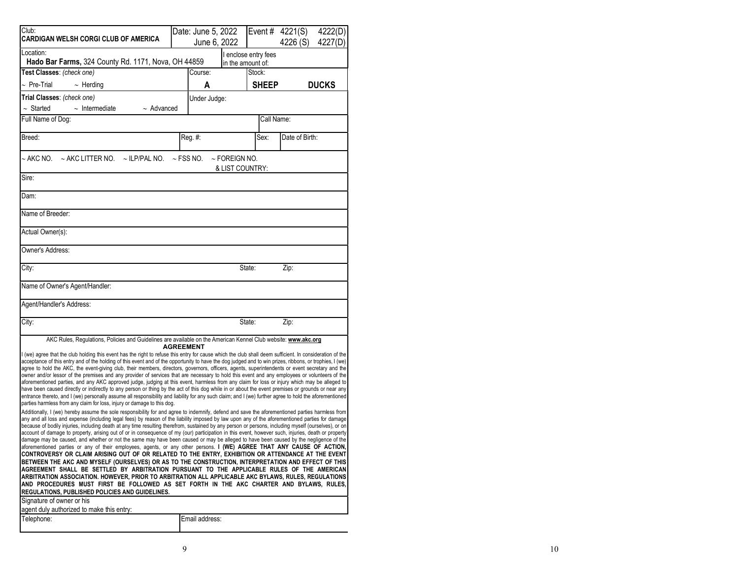| | | | | |
|---|---|---|---|---|
| Club: **CARDIGAN WELSH CORGI CLUB OF AMERICA** | Date: June 5, 2022 June 6, 2022 | | Event # 4221(S) 4226 (S) | 4222(D) 4227(D) |
| Location: **Hado Bar Farms,** 324 County Rd. 1171, Nova, OH 44859 | | I enclose entry fees in the amount of: | | |
| **Test Classes**: *(check one)* ~ Pre-Trial ~ Herding | Course: **A** | | Stock: **SHEEP** | **DUCKS** |
| **Trial Classes**: *(check one)* ~ Started ~ Intermediate ~ Advanced | Under Judge: | | | |
| Full Name of Dog: | | | Call Name: | |
| Breed: | Reg. #: | | Sex: | Date of Birth: |
| ~ AKC NO. ~ AKC LITTER NO. ~ ILP/PAL NO. ~ FSS NO. ~ FOREIGN NO. & LIST COUNTRY: | | | | |
| Sire: | | | | |
| Dam: | | | | |
| Name of Breeder: | | | | |
| Actual Owner(s): | | | | |
| Owner's Address: | | | | |
| City: | | State: | Zip: | |
| Name of Owner's Agent/Handler: | | | | |
| Agent/Handler's Address: | | | | |
| City: | | State: | Zip: | |

AKC Rules, Regulations, Policies and Guidelines are available on the American Kennel Club website: **www.akc.org**

**AGREEMENT**

I (we) agree that the club holding this event has the right to refuse this entry for cause which the club shall deem sufficient. In consideration of the acceptance of this entry and of the holding of this event and of the opportunity to have the dog judged and to win prizes, ribbons, or trophies, I (we) agree to hold the AKC, the event-giving club, their members, directors, governors, officers, agents, superintendents or event secretary and the owner and/or lessor of the premises and any provider of services that are necessary to hold this event and any employees or volunteers of the aforementioned parties, and any AKC approved judge, judging at this event, harmless from any claim for loss or injury which may be alleged to have been caused directly or indirectly to any person or thing by the act of this dog while in or about the event premises or grounds or near any entrance thereto, and I (we) personally assume all responsibility and liability for any such claim; and I (we) further agree to hold the aforementioned parties harmless from any claim for loss, injury or damage to this dog.

Additionally, I (we) hereby assume the sole responsibility for and agree to indemnify, defend and save the aforementioned parties harmless from any and all loss and expense (including legal fees) by reason of the liability imposed by law upon any of the aforementioned parties for damage because of bodily injuries, including death at any time resulting therefrom, sustained by any person or persons, including myself (ourselves), or on account of damage to property, arising out of or in consequence of my (our) participation in this event, however such, injuries, death or property damage may be caused, and whether or not the same may have been caused or may be alleged to have been caused by the negligence of the aforementioned parties or any of their employees, agents, or any other persons. **I (WE) AGREE THAT ANY CAUSE OF ACTION, CONTROVERSY OR CLAIM ARISING OUT OF OR RELATED TO THE ENTRY, EXHIBITION OR ATTENDANCE AT THE EVENT BETWEEN THE AKC AND MYSELF (OURSELVES) OR AS TO THE CONSTRUCTION, INTERPRETATION AND EFFECT OF THIS AGREEMENT SHALL BE SETTLED BY ARBITRATION PURSUANT TO THE APPLICABLE RULES OF THE AMERICAN ARBITRATION ASSOCIATION. HOWEVER, PRIOR TO ARBITRATION ALL APPLICABLE AKC BYLAWS, RULES, REGULATIONS AND PROCEDURES MUST FIRST BE FOLLOWED AS SET FORTH IN THE AKC CHARTER AND BYLAWS, RULES, REGULATIONS, PUBLISHED POLICIES AND GUIDELINES.**

| | |
|---|---|
| Signature of owner or his agent duly authorized to make this entry: | |
| Telephone: | Email address: |